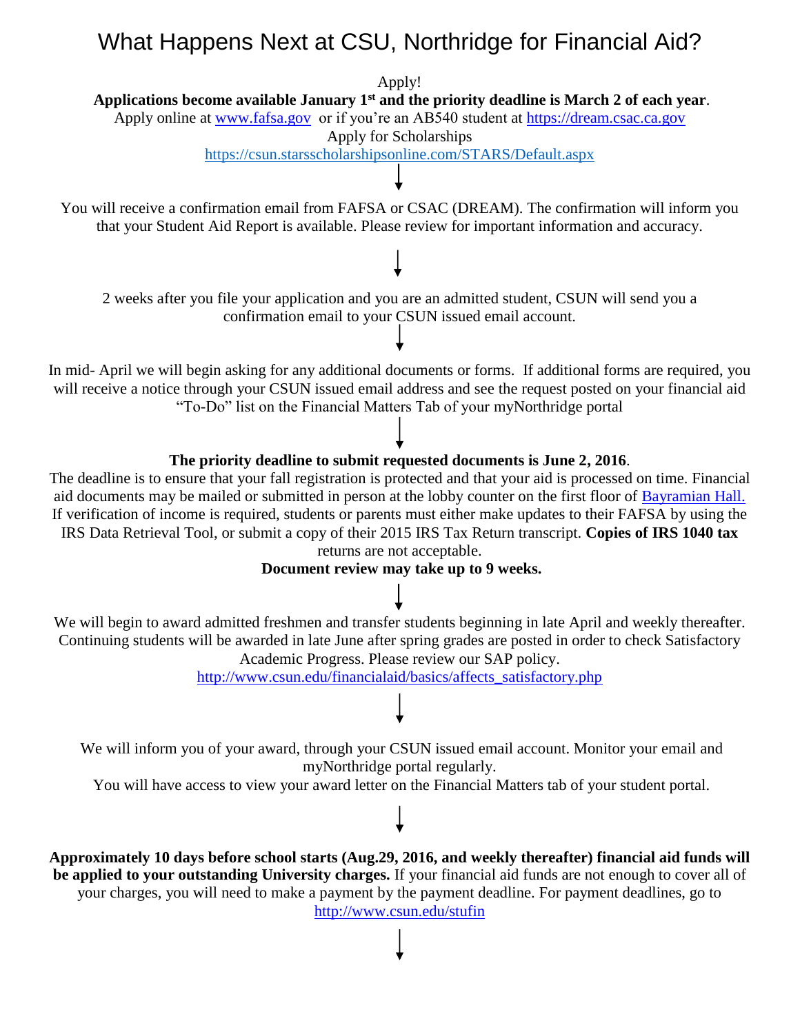# What Happens Next at CSU, Northridge for Financial Aid?

Apply!

**Applications become available January 1st and the priority deadline is March 2 of each year**.

Apply online at www.fafsa.gov or if you're an AB540 student at https://dream.csac.ca.gov

Apply for Scholarships

https://csun.starsscholarshipsonline.com/STARS/Default.aspx

↓

You will receive a confirmation email from FAFSA or CSAC (DREAM). The confirmation will inform you that your Student Aid Report is available. Please review for important information and accuracy.

↓

2 weeks after you file your application and you are an admitted student, CSUN will send you a confirmation email to your CSUN issued email account.

↓

In mid- April we will begin asking for any additional documents or forms. If additional forms are required, you will receive a notice through your CSUN issued email address and see the request posted on your financial aid "To-Do" list on the Financial Matters Tab of your myNorthridge portal

↓

**The priority deadline to submit requested documents is June 2, 2016**.

The deadline is to ensure that your fall registration is protected and that your aid is processed on time. Financial aid documents may be mailed or submitted in person at the lobby counter on the first floor of Bayramian Hall. If verification of income is required, students or parents must either make updates to their FAFSA by using the IRS Data Retrieval Tool, or submit a copy of their 2015 IRS Tax Return transcript. **Copies of IRS 1040 tax** returns are not acceptable.

**Document review may take up to 9 weeks.**

↓

We will begin to award admitted freshmen and transfer students beginning in late April and weekly thereafter. Continuing students will be awarded in late June after spring grades are posted in order to check Satisfactory Academic Progress. Please review our SAP policy.

http://www.csun.edu/financialaid/basics/affects_satisfactory.php

↓

We will inform you of your award, through your CSUN issued email account. Monitor your email and myNorthridge portal regularly.

You will have access to view your award letter on the Financial Matters tab of your student portal.

↓

**Approximately 10 days before school starts (Aug.29, 2016, and weekly thereafter) financial aid funds will be applied to your outstanding University charges.** If your financial aid funds are not enough to cover all of your charges, you will need to make a payment by the payment deadline. For payment deadlines, go to http://www.csun.edu/stufin

↓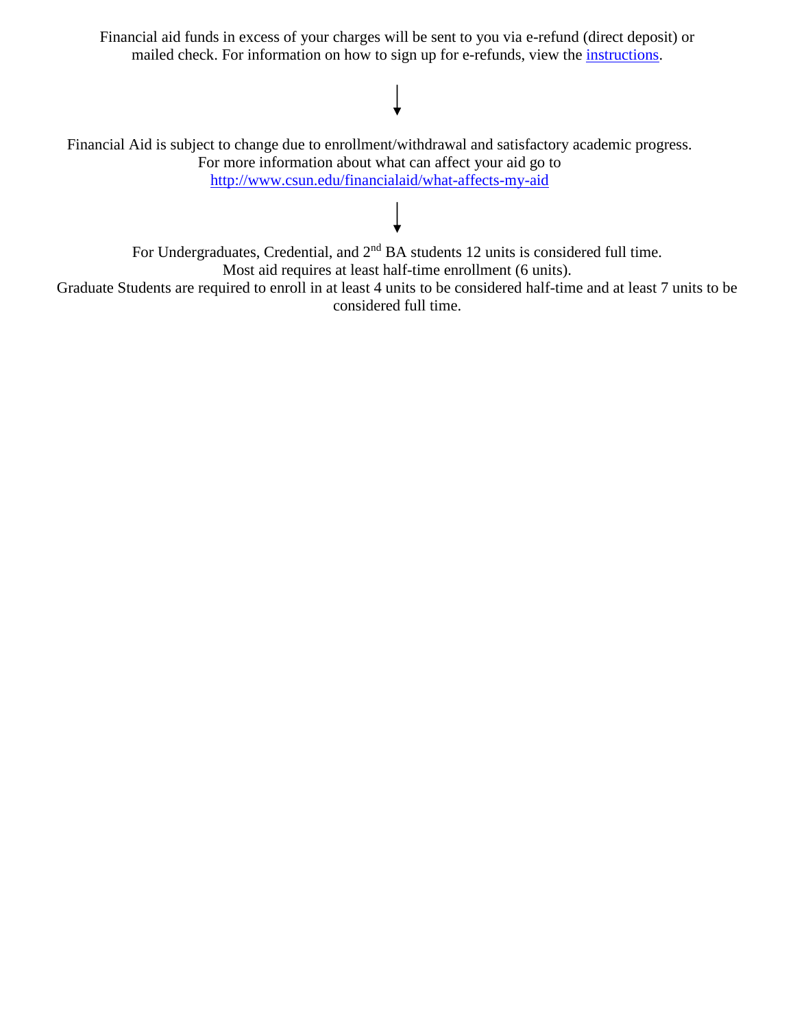Financial aid funds in excess of your charges will be sent to you via e-refund (direct deposit) or mailed check. For information on how to sign up for e-refunds, view the instructions.

↓

Financial Aid is subject to change due to enrollment/withdrawal and satisfactory academic progress. For more information about what can affect your aid go to http://www.csun.edu/financialaid/what-affects-my-aid

↓

For Undergraduates, Credential, and 2nd BA students 12 units is considered full time.
Most aid requires at least half-time enrollment (6 units).
Graduate Students are required to enroll in at least 4 units to be considered half-time and at least 7 units to be considered full time.